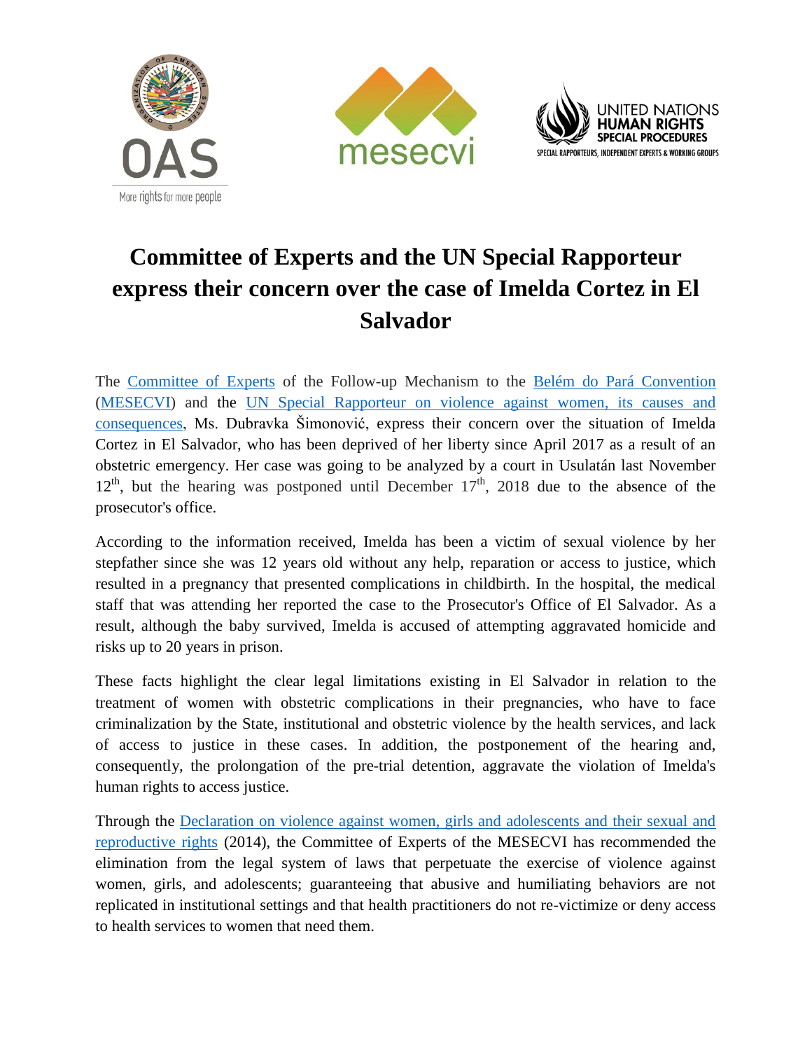# Committee of Experts and the UN Special Rapporteur express their concern over the case of Imelda Cortez in El Salvador

The Committee of Experts of the Follow-up Mechanism to the Belém do Pará Convention (MESECVI) and the UN Special Rapporteur on violence against women, its causes and consequences, Ms. Dubravka Šimonović, express their concern over the situation of Imelda Cortez in El Salvador, who has been deprived of her liberty since April 2017 as a result of an obstetric emergency. Her case was going to be analyzed by a court in Usulatán last November 12th, but the hearing was postponed until December 17th, 2018 due to the absence of the prosecutor's office.

According to the information received, Imelda has been a victim of sexual violence by her stepfather since she was 12 years old without any help, reparation or access to justice, which resulted in a pregnancy that presented complications in childbirth. In the hospital, the medical staff that was attending her reported the case to the Prosecutor's Office of El Salvador. As a result, although the baby survived, Imelda is accused of attempting aggravated homicide and risks up to 20 years in prison.

These facts highlight the clear legal limitations existing in El Salvador in relation to the treatment of women with obstetric complications in their pregnancies, who have to face criminalization by the State, institutional and obstetric violence by the health services, and lack of access to justice in these cases. In addition, the postponement of the hearing and, consequently, the prolongation of the pre-trial detention, aggravate the violation of Imelda's human rights to access justice.

Through the Declaration on violence against women, girls and adolescents and their sexual and reproductive rights (2014), the Committee of Experts of the MESECVI has recommended the elimination from the legal system of laws that perpetuate the exercise of violence against women, girls, and adolescents; guaranteeing that abusive and humiliating behaviors are not replicated in institutional settings and that health practitioners do not re-victimize or deny access to health services to women that need them.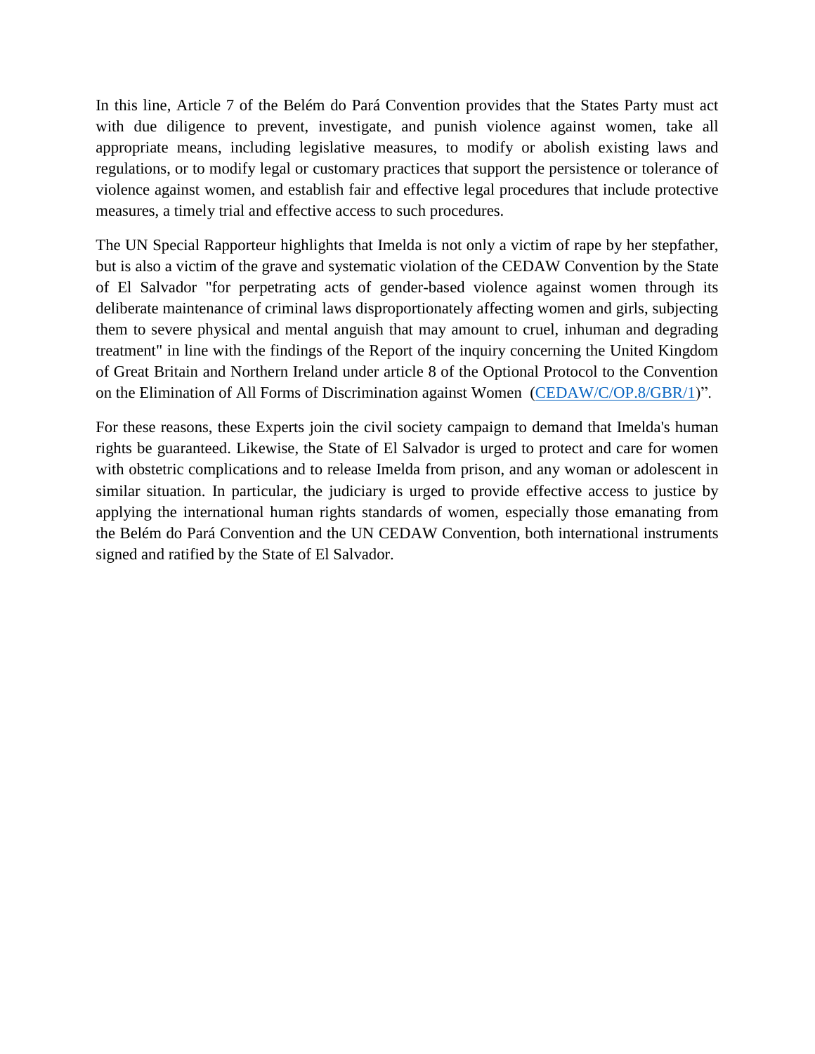In this line, Article 7 of the Belém do Pará Convention provides that the States Party must act with due diligence to prevent, investigate, and punish violence against women, take all appropriate means, including legislative measures, to modify or abolish existing laws and regulations, or to modify legal or customary practices that support the persistence or tolerance of violence against women, and establish fair and effective legal procedures that include protective measures, a timely trial and effective access to such procedures.

The UN Special Rapporteur highlights that Imelda is not only a victim of rape by her stepfather, but is also a victim of the grave and systematic violation of the CEDAW Convention by the State of El Salvador "for perpetrating acts of gender-based violence against women through its deliberate maintenance of criminal laws disproportionately affecting women and girls, subjecting them to severe physical and mental anguish that may amount to cruel, inhuman and degrading treatment" in line with the findings of the Report of the inquiry concerning the United Kingdom of Great Britain and Northern Ireland under article 8 of the Optional Protocol to the Convention on the Elimination of All Forms of Discrimination against Women (CEDAW/C/OP.8/GBR/1)".

For these reasons, these Experts join the civil society campaign to demand that Imelda's human rights be guaranteed. Likewise, the State of El Salvador is urged to protect and care for women with obstetric complications and to release Imelda from prison, and any woman or adolescent in similar situation. In particular, the judiciary is urged to provide effective access to justice by applying the international human rights standards of women, especially those emanating from the Belém do Pará Convention and the UN CEDAW Convention, both international instruments signed and ratified by the State of El Salvador.